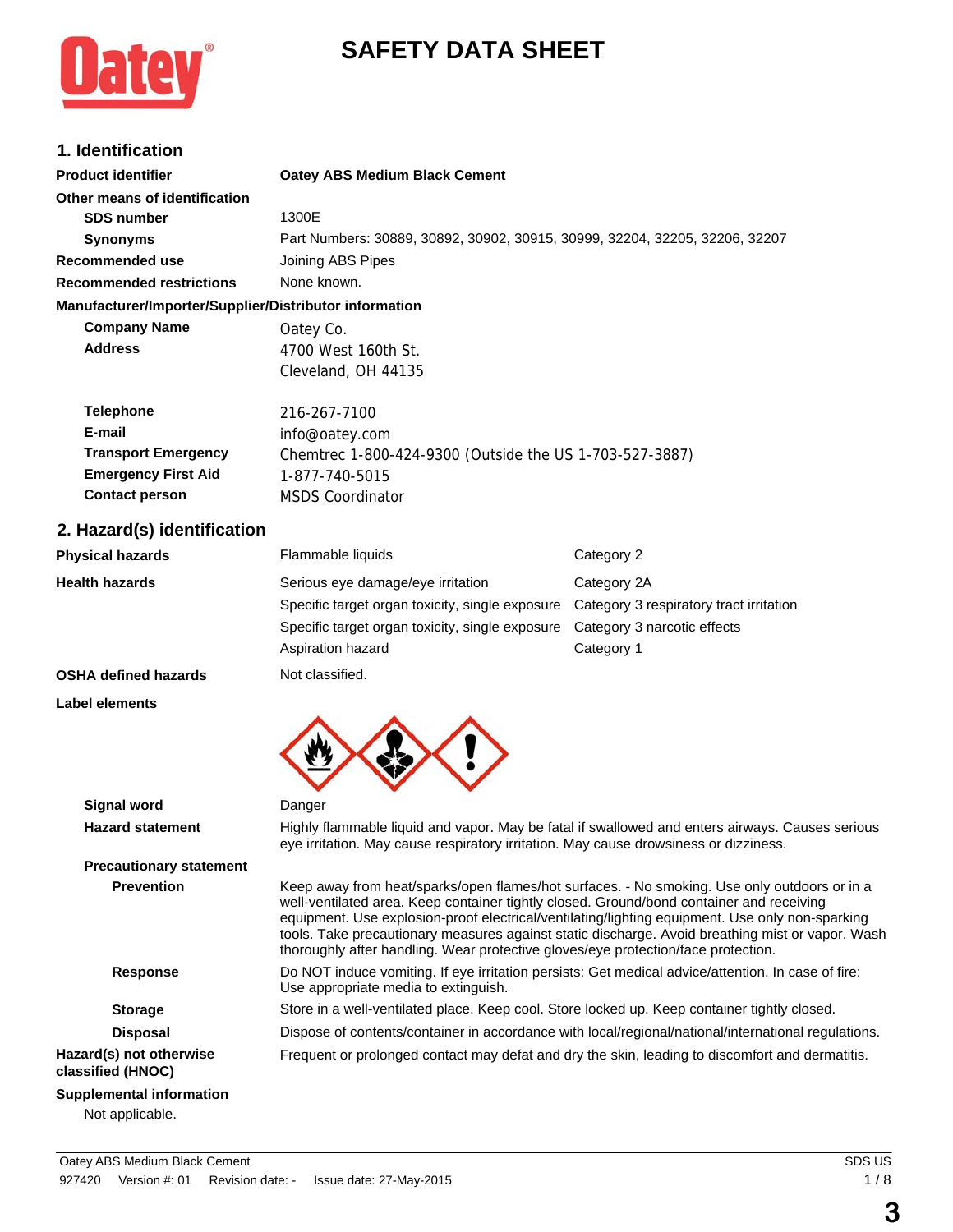# SAFETY DATA SHEET

## 1. Identification

**Product identifier** **Oatey ABS Medium Black Cement**

**Other means of identification**

**SDS number** 1300E

**Synonyms** Part Numbers: 30889, 30892, 30902, 30915, 30999, 32204, 32205, 32206, 32207

**Recommended use** Joining ABS Pipes

**Recommended restrictions** None known.

**Manufacturer/Importer/Supplier/Distributor information**

**Company Name** Oatey Co.

**Address** 4700 West 160th St.
Cleveland, OH 44135

**Telephone** 216-267-7100

**E-mail** info@oatey.com

**Transport Emergency** Chemtrec 1-800-424-9300 (Outside the US 1-703-527-3887)

**Emergency First Aid** 1-877-740-5015

**Contact person** MSDS Coordinator

## 2. Hazard(s) identification

| | | |
|---|---|---|
| **Physical hazards** | Flammable liquids | Category 2 |
| **Health hazards** | Serious eye damage/eye irritation | Category 2A |
| | Specific target organ toxicity, single exposure | Category 3 respiratory tract irritation |
| | Specific target organ toxicity, single exposure | Category 3 narcotic effects |
| | Aspiration hazard | Category 1 |
| **OSHA defined hazards** | Not classified. | |

**Label elements**

**Signal word** Danger

**Hazard statement** Highly flammable liquid and vapor. May be fatal if swallowed and enters airways. Causes serious eye irritation. May cause respiratory irritation. May cause drowsiness or dizziness.

**Precautionary statement**

**Prevention** Keep away from heat/sparks/open flames/hot surfaces. - No smoking. Use only outdoors or in a well-ventilated area. Keep container tightly closed. Ground/bond container and receiving equipment. Use explosion-proof electrical/ventilating/lighting equipment. Use only non-sparking tools. Take precautionary measures against static discharge. Avoid breathing mist or vapor. Wash thoroughly after handling. Wear protective gloves/eye protection/face protection.

**Response** Do NOT induce vomiting. If eye irritation persists: Get medical advice/attention. In case of fire: Use appropriate media to extinguish.

**Storage** Store in a well-ventilated place. Keep cool. Store locked up. Keep container tightly closed.

**Disposal** Dispose of contents/container in accordance with local/regional/national/international regulations.

**Hazard(s) not otherwise classified (HNOC)** Frequent or prolonged contact may defat and dry the skin, leading to discomfort and dermatitis.

**Supplemental information**

Not applicable.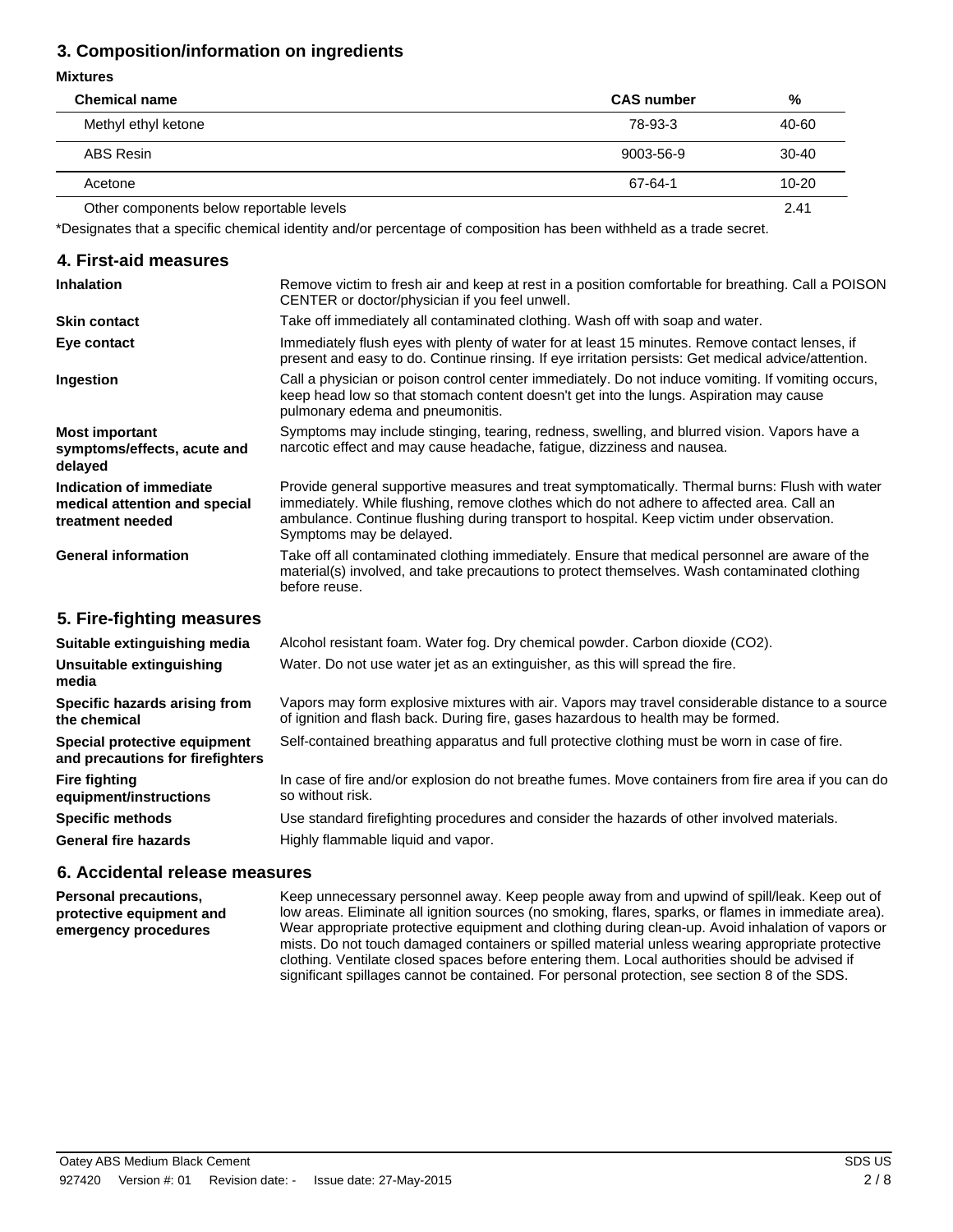## 3. Composition/information on ingredients

**Mixtures**

| Chemical name | CAS number | % |
|---|---|---|
| Methyl ethyl ketone | 78-93-3 | 40-60 |
| ABS Resin | 9003-56-9 | 30-40 |
| Acetone | 67-64-1 | 10-20 |
| Other components below reportable levels | | 2.41 |

*Designates that a specific chemical identity and/or percentage of composition has been withheld as a trade secret.

## 4. First-aid measures

**Inhalation**
Remove victim to fresh air and keep at rest in a position comfortable for breathing. Call a POISON CENTER or doctor/physician if you feel unwell.

**Skin contact**
Take off immediately all contaminated clothing. Wash off with soap and water.

**Eye contact**
Immediately flush eyes with plenty of water for at least 15 minutes. Remove contact lenses, if present and easy to do. Continue rinsing. If eye irritation persists: Get medical advice/attention.

**Ingestion**
Call a physician or poison control center immediately. Do not induce vomiting. If vomiting occurs, keep head low so that stomach content doesn't get into the lungs. Aspiration may cause pulmonary edema and pneumonitis.

**Most important symptoms/effects, acute and delayed**
Symptoms may include stinging, tearing, redness, swelling, and blurred vision. Vapors have a narcotic effect and may cause headache, fatigue, dizziness and nausea.

**Indication of immediate medical attention and special treatment needed**
Provide general supportive measures and treat symptomatically. Thermal burns: Flush with water immediately. While flushing, remove clothes which do not adhere to affected area. Call an ambulance. Continue flushing during transport to hospital. Keep victim under observation. Symptoms may be delayed.

**General information**
Take off all contaminated clothing immediately. Ensure that medical personnel are aware of the material(s) involved, and take precautions to protect themselves. Wash contaminated clothing before reuse.

## 5. Fire-fighting measures

**Suitable extinguishing media**
Alcohol resistant foam. Water fog. Dry chemical powder. Carbon dioxide ($CO_2$).

**Unsuitable extinguishing media**
Water. Do not use water jet as an extinguisher, as this will spread the fire.

**Specific hazards arising from the chemical**
Vapors may form explosive mixtures with air. Vapors may travel considerable distance to a source of ignition and flash back. During fire, gases hazardous to health may be formed.

**Special protective equipment and precautions for firefighters**
Self-contained breathing apparatus and full protective clothing must be worn in case of fire.

**Fire fighting equipment/instructions**
In case of fire and/or explosion do not breathe fumes. Move containers from fire area if you can do so without risk.

**Specific methods**
Use standard firefighting procedures and consider the hazards of other involved materials.

**General fire hazards**
Highly flammable liquid and vapor.

## 6. Accidental release measures

**Personal precautions, protective equipment and emergency procedures**
Keep unnecessary personnel away. Keep people away from and upwind of spill/leak. Keep out of low areas. Eliminate all ignition sources (no smoking, flares, sparks, or flames in immediate area). Wear appropriate protective equipment and clothing during clean-up. Avoid inhalation of vapors or mists. Do not touch damaged containers or spilled material unless wearing appropriate protective clothing. Ventilate closed spaces before entering them. Local authorities should be advised if significant spillages cannot be contained. For personal protection, see section 8 of the SDS.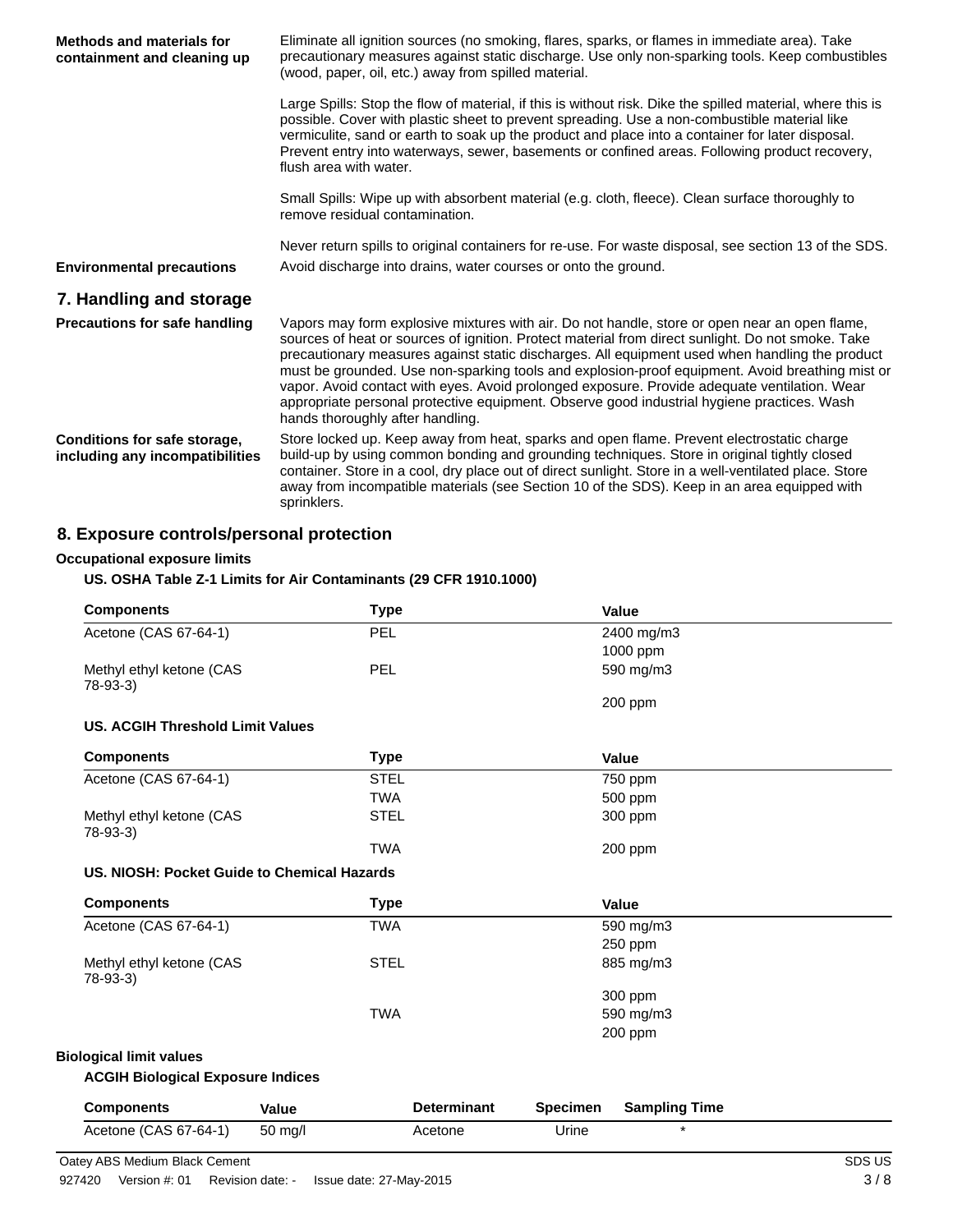**Methods and materials for containment and cleaning up**

Eliminate all ignition sources (no smoking, flares, sparks, or flames in immediate area). Take precautionary measures against static discharge. Use only non-sparking tools. Keep combustibles (wood, paper, oil, etc.) away from spilled material.

Large Spills: Stop the flow of material, if this is without risk. Dike the spilled material, where this is possible. Cover with plastic sheet to prevent spreading. Use a non-combustible material like vermiculite, sand or earth to soak up the product and place into a container for later disposal. Prevent entry into waterways, sewer, basements or confined areas. Following product recovery, flush area with water.

Small Spills: Wipe up with absorbent material (e.g. cloth, fleece). Clean surface thoroughly to remove residual contamination.

Never return spills to original containers for re-use. For waste disposal, see section 13 of the SDS.

**Environmental precautions**

Avoid discharge into drains, water courses or onto the ground.

## 7. Handling and storage

**Precautions for safe handling**

Vapors may form explosive mixtures with air. Do not handle, store or open near an open flame, sources of heat or sources of ignition. Protect material from direct sunlight. Do not smoke. Take precautionary measures against static discharges. All equipment used when handling the product must be grounded. Use non-sparking tools and explosion-proof equipment. Avoid breathing mist or vapor. Avoid contact with eyes. Avoid prolonged exposure. Provide adequate ventilation. Wear appropriate personal protective equipment. Observe good industrial hygiene practices. Wash hands thoroughly after handling.

**Conditions for safe storage, including any incompatibilities**

Store locked up. Keep away from heat, sparks and open flame. Prevent electrostatic charge build-up by using common bonding and grounding techniques. Store in original tightly closed container. Store in a cool, dry place out of direct sunlight. Store in a well-ventilated place. Store away from incompatible materials (see Section 10 of the SDS). Keep in an area equipped with sprinklers.

## 8. Exposure controls/personal protection

**Occupational exposure limits**

**US. OSHA Table Z-1 Limits for Air Contaminants (29 CFR 1910.1000)**

| Components | Type | Value |
|---|---|---|
| Acetone (CAS 67-64-1) | PEL | 2400 mg/m3 |
| | | 1000 ppm |
| Methyl ethyl ketone (CAS 78-93-3) | PEL | 590 mg/m3 |
| | | 200 ppm |

**US. ACGIH Threshold Limit Values**

| Components | Type | Value |
|---|---|---|
| Acetone (CAS 67-64-1) | STEL | 750 ppm |
| | TWA | 500 ppm |
| Methyl ethyl ketone (CAS 78-93-3) | STEL | 300 ppm |
| | TWA | 200 ppm |

**US. NIOSH: Pocket Guide to Chemical Hazards**

| Components | Type | Value |
|---|---|---|
| Acetone (CAS 67-64-1) | TWA | 590 mg/m3 |
| | | 250 ppm |
| Methyl ethyl ketone (CAS 78-93-3) | STEL | 885 mg/m3 |
| | | 300 ppm |
| | TWA | 590 mg/m3 |
| | | 200 ppm |

**Biological limit values**

**ACGIH Biological Exposure Indices**

| Components | Value | Determinant | Specimen | Sampling Time |
|---|---|---|---|---|
| Acetone (CAS 67-64-1) | 50 mg/l | Acetone | Urine | * |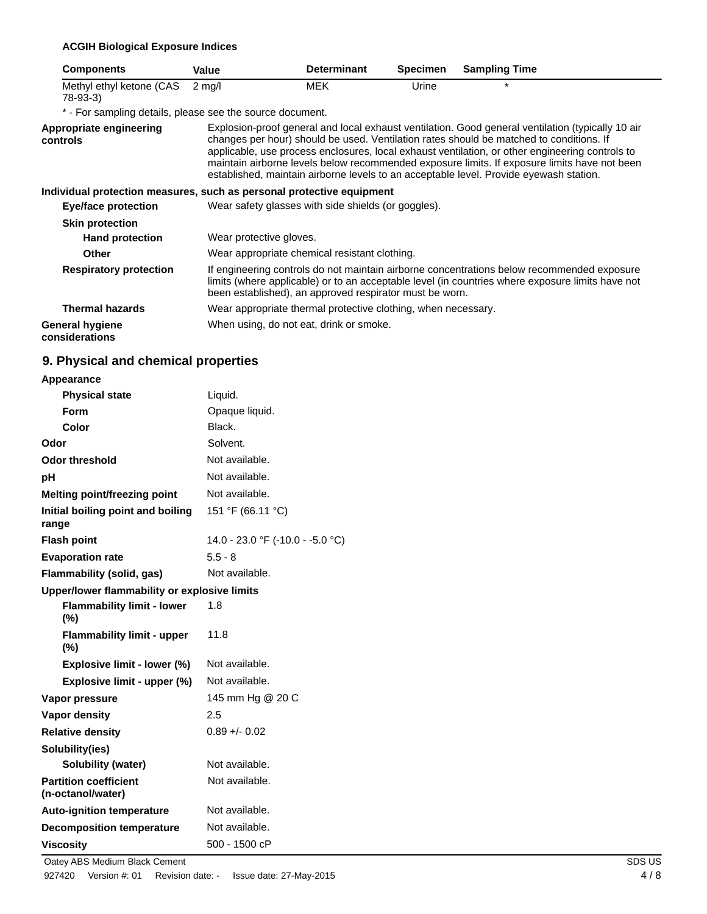**ACGIH Biological Exposure Indices**

| Components | Value | Determinant | Specimen | Sampling Time |
| --- | --- | --- | --- | --- |
| Methyl ethyl ketone (CAS 78-93-3) | 2 mg/l | MEK | Urine | * |

\* - For sampling details, please see the source document.

| | |
| --- | --- |
| **Appropriate engineering controls** | Explosion-proof general and local exhaust ventilation. Good general ventilation (typically 10 air changes per hour) should be used. Ventilation rates should be matched to conditions. If applicable, use process enclosures, local exhaust ventilation, or other engineering controls to maintain airborne levels below recommended exposure limits. If exposure limits have not been established, maintain airborne levels to an acceptable level. Provide eyewash station. |

**Individual protection measures, such as personal protective equipment**

| | |
| --- | --- |
| **Eye/face protection** | Wear safety glasses with side shields (or goggles). |
| **Skin protection** | |
| **Hand protection** | Wear protective gloves. |
| **Other** | Wear appropriate chemical resistant clothing. |
| **Respiratory protection** | If engineering controls do not maintain airborne concentrations below recommended exposure limits (where applicable) or to an acceptable level (in countries where exposure limits have not been established), an approved respirator must be worn. |
| **Thermal hazards** | Wear appropriate thermal protective clothing, when necessary. |
| **General hygiene considerations** | When using, do not eat, drink or smoke. |

## 9. Physical and chemical properties

| | |
| --- | --- |
| **Appearance** | |
| **Physical state** | Liquid. |
| **Form** | Opaque liquid. |
| **Color** | Black. |
| **Odor** | Solvent. |
| **Odor threshold** | Not available. |
| **pH** | Not available. |
| **Melting point/freezing point** | Not available. |
| **Initial boiling point and boiling range** | 151 °F (66.11 °C) |
| **Flash point** | 14.0 - 23.0 °F (-10.0 - -5.0 °C) |
| **Evaporation rate** | 5.5 - 8 |
| **Flammability (solid, gas)** | Not available. |
| **Upper/lower flammability or explosive limits** | |
| **Flammability limit - lower (%)** | 1.8 |
| **Flammability limit - upper (%)** | 11.8 |
| **Explosive limit - lower (%)** | Not available. |
| **Explosive limit - upper (%)** | Not available. |
| **Vapor pressure** | 145 mm Hg @ 20 C |
| **Vapor density** | 2.5 |
| **Relative density** | 0.89 +/- 0.02 |
| **Solubility(ies)** | |
| **Solubility (water)** | Not available. |
| **Partition coefficient (n-octanol/water)** | Not available. |
| **Auto-ignition temperature** | Not available. |
| **Decomposition temperature** | Not available. |
| **Viscosity** | 500 - 1500 cP |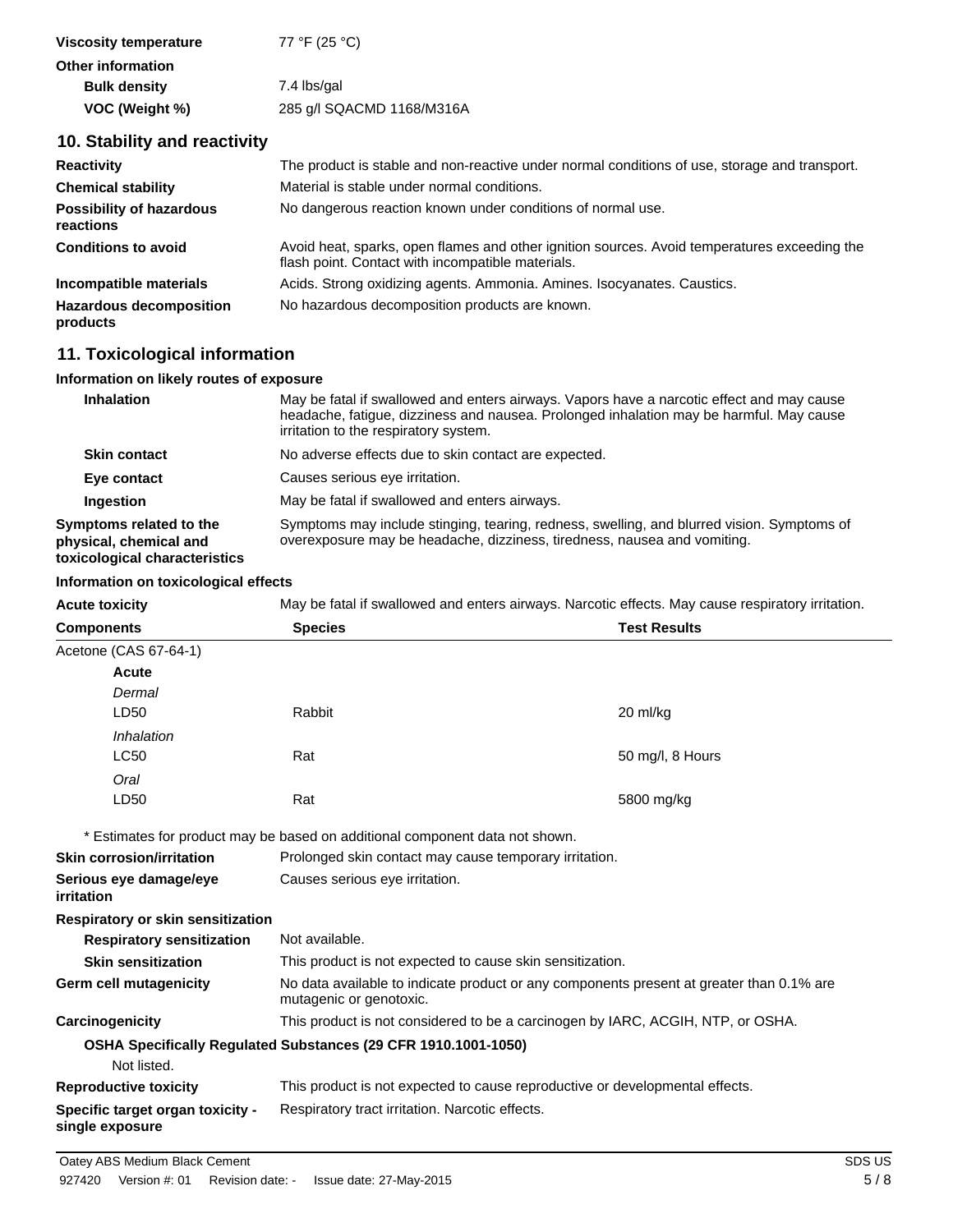| | |
|---|---|
| **Viscosity temperature** | 77 °F (25 °C) |
| **Other information** | |
| **Bulk density** | 7.4 lbs/gal |
| **VOC (Weight %)** | 285 g/l SQACMD 1168/M316A |

## 10. Stability and reactivity

| | |
|---|---|
| **Reactivity** | The product is stable and non-reactive under normal conditions of use, storage and transport. |
| **Chemical stability** | Material is stable under normal conditions. |
| **Possibility of hazardous reactions** | No dangerous reaction known under conditions of normal use. |
| **Conditions to avoid** | Avoid heat, sparks, open flames and other ignition sources. Avoid temperatures exceeding the flash point. Contact with incompatible materials. |
| **Incompatible materials** | Acids. Strong oxidizing agents. Ammonia. Amines. Isocyanates. Caustics. |
| **Hazardous decomposition products** | No hazardous decomposition products are known. |

## 11. Toxicological information

**Information on likely routes of exposure**

| | |
|---|---|
| **Inhalation** | May be fatal if swallowed and enters airways. Vapors have a narcotic effect and may cause headache, fatigue, dizziness and nausea. Prolonged inhalation may be harmful. May cause irritation to the respiratory system. |
| **Skin contact** | No adverse effects due to skin contact are expected. |
| **Eye contact** | Causes serious eye irritation. |
| **Ingestion** | May be fatal if swallowed and enters airways. |
| **Symptoms related to the physical, chemical and toxicological characteristics** | Symptoms may include stinging, tearing, redness, swelling, and blurred vision. Symptoms of overexposure may be headache, dizziness, tiredness, nausea and vomiting. |

**Information on toxicological effects**

**Acute toxicity** May be fatal if swallowed and enters airways. Narcotic effects. May cause respiratory irritation.

| Components | Species | Test Results |
|---|---|---|
| Acetone (CAS 67-64-1) | | |
| **Acute** | | |
| *Dermal* | | |
| LD50 | Rabbit | 20 ml/kg |
| *Inhalation* | | |
| LC50 | Rat | 50 mg/l, 8 Hours |
| *Oral* | | |
| LD50 | Rat | 5800 mg/kg |

\* Estimates for product may be based on additional component data not shown.

| | |
|---|---|
| **Skin corrosion/irritation** | Prolonged skin contact may cause temporary irritation. |
| **Serious eye damage/eye irritation** | Causes serious eye irritation. |
| **Respiratory or skin sensitization** | |
| **Respiratory sensitization** | Not available. |
| **Skin sensitization** | This product is not expected to cause skin sensitization. |
| **Germ cell mutagenicity** | No data available to indicate product or any components present at greater than 0.1% are mutagenic or genotoxic. |
| **Carcinogenicity** | This product is not considered to be a carcinogen by IARC, ACGIH, NTP, or OSHA. |

**OSHA Specifically Regulated Substances (29 CFR 1910.1001-1050)**

Not listed.

| | |
|---|---|
| **Reproductive toxicity** | This product is not expected to cause reproductive or developmental effects. |
| **Specific target organ toxicity - single exposure** | Respiratory tract irritation. Narcotic effects. |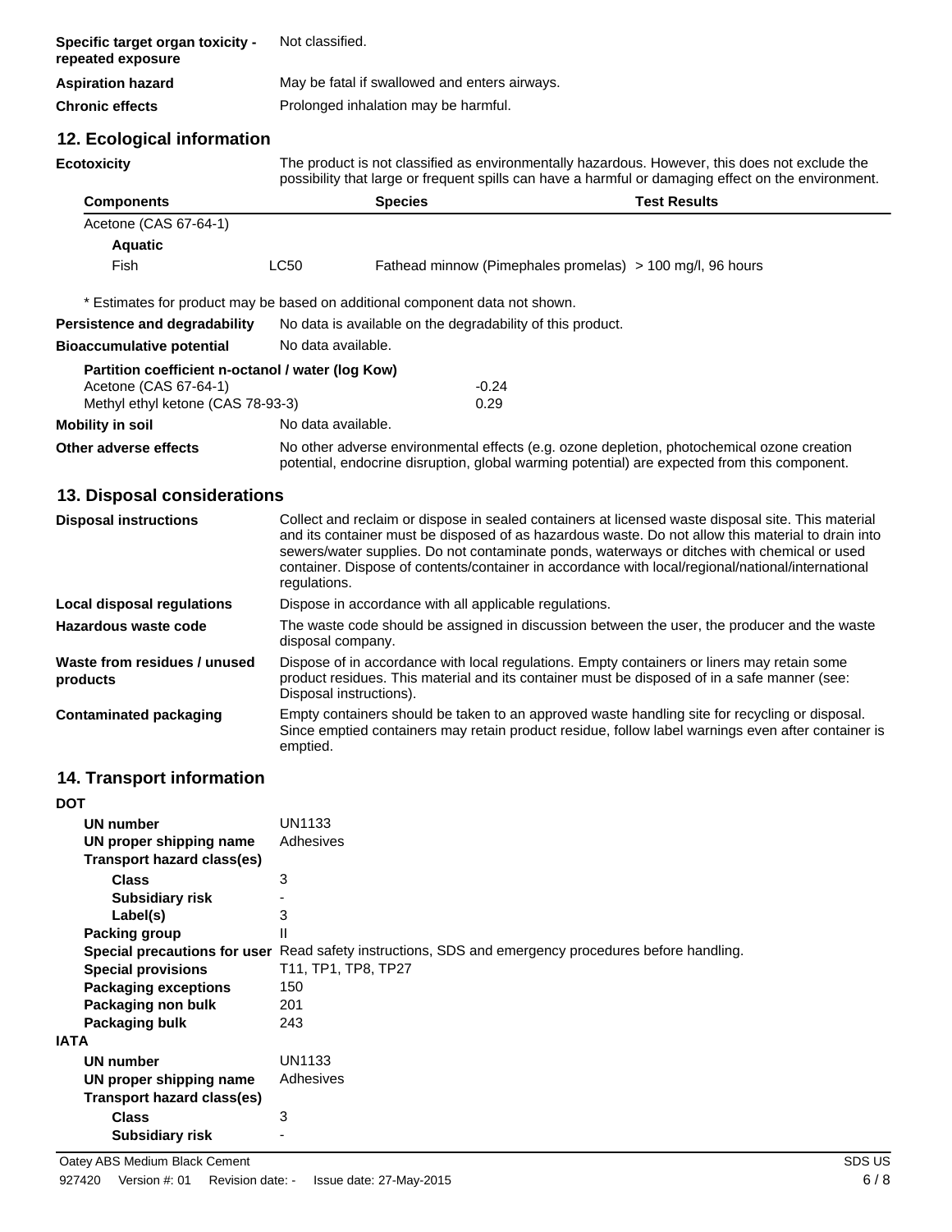| | |
|---|---|
| **Specific target organ toxicity - repeated exposure** | Not classified. |
| **Aspiration hazard** | May be fatal if swallowed and enters airways. |
| **Chronic effects** | Prolonged inhalation may be harmful. |

## 12. Ecological information

**Ecotoxicity** The product is not classified as environmentally hazardous. However, this does not exclude the possibility that large or frequent spills can have a harmful or damaging effect on the environment.

| Components | | Species | Test Results |
|---|---|---|---|
| Acetone (CAS 67-64-1) | | | |
| **Aquatic** | | | |
| Fish | LC50 | Fathead minnow (Pimephales promelas) | > 100 mg/l, 96 hours |

\* Estimates for product may be based on additional component data not shown.

| | |
|---|---|
| **Persistence and degradability** | No data is available on the degradability of this product. |
| **Bioaccumulative potential** | No data available. |

**Partition coefficient n-octanol / water (log Kow)**

| | |
|---|---|
| Acetone (CAS 67-64-1) | -0.24 |
| Methyl ethyl ketone (CAS 78-93-3) | 0.29 |

| | |
|---|---|
| **Mobility in soil** | No data available. |
| **Other adverse effects** | No other adverse environmental effects (e.g. ozone depletion, photochemical ozone creation potential, endocrine disruption, global warming potential) are expected from this component. |

## 13. Disposal considerations

| | |
|---|---|
| **Disposal instructions** | Collect and reclaim or dispose in sealed containers at licensed waste disposal site. This material and its container must be disposed of as hazardous waste. Do not allow this material to drain into sewers/water supplies. Do not contaminate ponds, waterways or ditches with chemical or used container. Dispose of contents/container in accordance with local/regional/national/international regulations. |
| **Local disposal regulations** | Dispose in accordance with all applicable regulations. |
| **Hazardous waste code** | The waste code should be assigned in discussion between the user, the producer and the waste disposal company. |
| **Waste from residues / unused products** | Dispose of in accordance with local regulations. Empty containers or liners may retain some product residues. This material and its container must be disposed of in a safe manner (see: Disposal instructions). |
| **Contaminated packaging** | Empty containers should be taken to an approved waste handling site for recycling or disposal. Since emptied containers may retain product residue, follow label warnings even after container is emptied. |

## 14. Transport information

**DOT**

| | |
|---|---|
| **UN number** | UN1133 |
| **UN proper shipping name** | Adhesives |
| **Transport hazard class(es)** | |
| **Class** | 3 |
| **Subsidiary risk** | - |
| **Label(s)** | 3 |
| **Packing group** | II |
| **Special precautions for user** | Read safety instructions, SDS and emergency procedures before handling. |
| **Special provisions** | T11, TP1, TP8, TP27 |
| **Packaging exceptions** | 150 |
| **Packaging non bulk** | 201 |
| **Packaging bulk** | 243 |

**IATA**

| | |
|---|---|
| **UN number** | UN1133 |
| **UN proper shipping name** | Adhesives |
| **Transport hazard class(es)** | |
| **Class** | 3 |
| **Subsidiary risk** | - |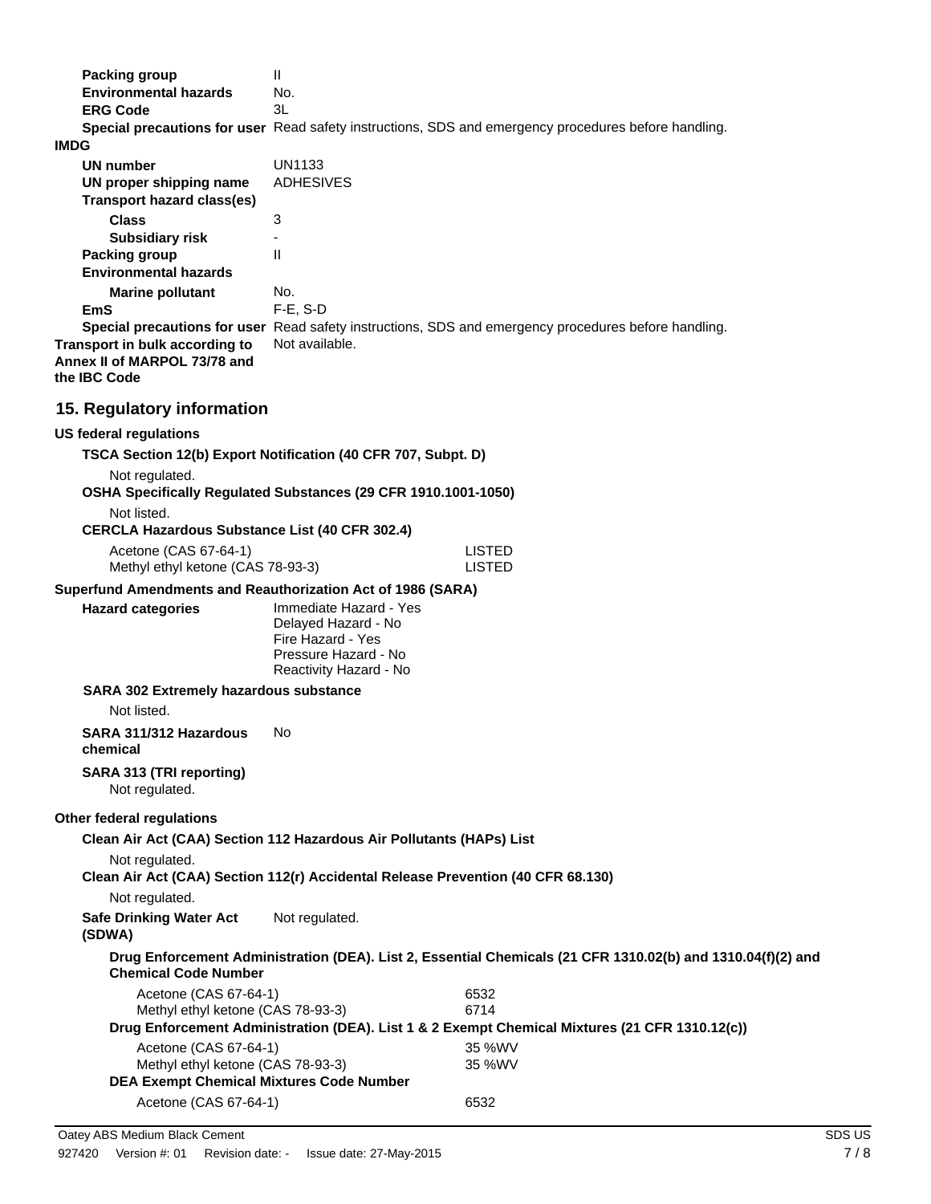**Packing group** II

**Environmental hazards** No.

**ERG Code** 3L

**Special precautions for user** Read safety instructions, SDS and emergency procedures before handling.

**IMDG**

**UN number** UN1133

**UN proper shipping name** ADHESIVES

**Transport hazard class(es)**

**Class** 3

**Subsidiary risk** -

**Packing group** II

**Environmental hazards**

**Marine pollutant** No.

**EmS** F-E, S-D

**Special precautions for user** Read safety instructions, SDS and emergency procedures before handling.

**Transport in bulk according to Annex II of MARPOL 73/78 and the IBC Code** Not available.

## 15. Regulatory information

**US federal regulations**

**TSCA Section 12(b) Export Notification (40 CFR 707, Subpt. D)**

Not regulated.

**OSHA Specifically Regulated Substances (29 CFR 1910.1001-1050)**

Not listed.

**CERCLA Hazardous Substance List (40 CFR 302.4)**

| | |
|---|---|
| Acetone (CAS 67-64-1) | LISTED |
| Methyl ethyl ketone (CAS 78-93-3) | LISTED |

**Superfund Amendments and Reauthorization Act of 1986 (SARA)**

**Hazard categories**
Immediate Hazard - Yes
Delayed Hazard - No
Fire Hazard - Yes
Pressure Hazard - No
Reactivity Hazard - No

**SARA 302 Extremely hazardous substance**

Not listed.

**SARA 311/312 Hazardous chemical** No

**SARA 313 (TRI reporting)**

Not regulated.

**Other federal regulations**

**Clean Air Act (CAA) Section 112 Hazardous Air Pollutants (HAPs) List**

Not regulated.

**Clean Air Act (CAA) Section 112(r) Accidental Release Prevention (40 CFR 68.130)**

Not regulated.

**Safe Drinking Water Act (SDWA)** Not regulated.

**Drug Enforcement Administration (DEA). List 2, Essential Chemicals (21 CFR 1310.02(b) and 1310.04(f)(2) and Chemical Code Number**

| | |
|---|---|
| Acetone (CAS 67-64-1) | 6532 |
| Methyl ethyl ketone (CAS 78-93-3) | 6714 |

**Drug Enforcement Administration (DEA). List 1 & 2 Exempt Chemical Mixtures (21 CFR 1310.12(c))**

| | |
|---|---|
| Acetone (CAS 67-64-1) | 35 %WV |
| Methyl ethyl ketone (CAS 78-93-3) | 35 %WV |

**DEA Exempt Chemical Mixtures Code Number**

| | |
|---|---|
| Acetone (CAS 67-64-1) | 6532 |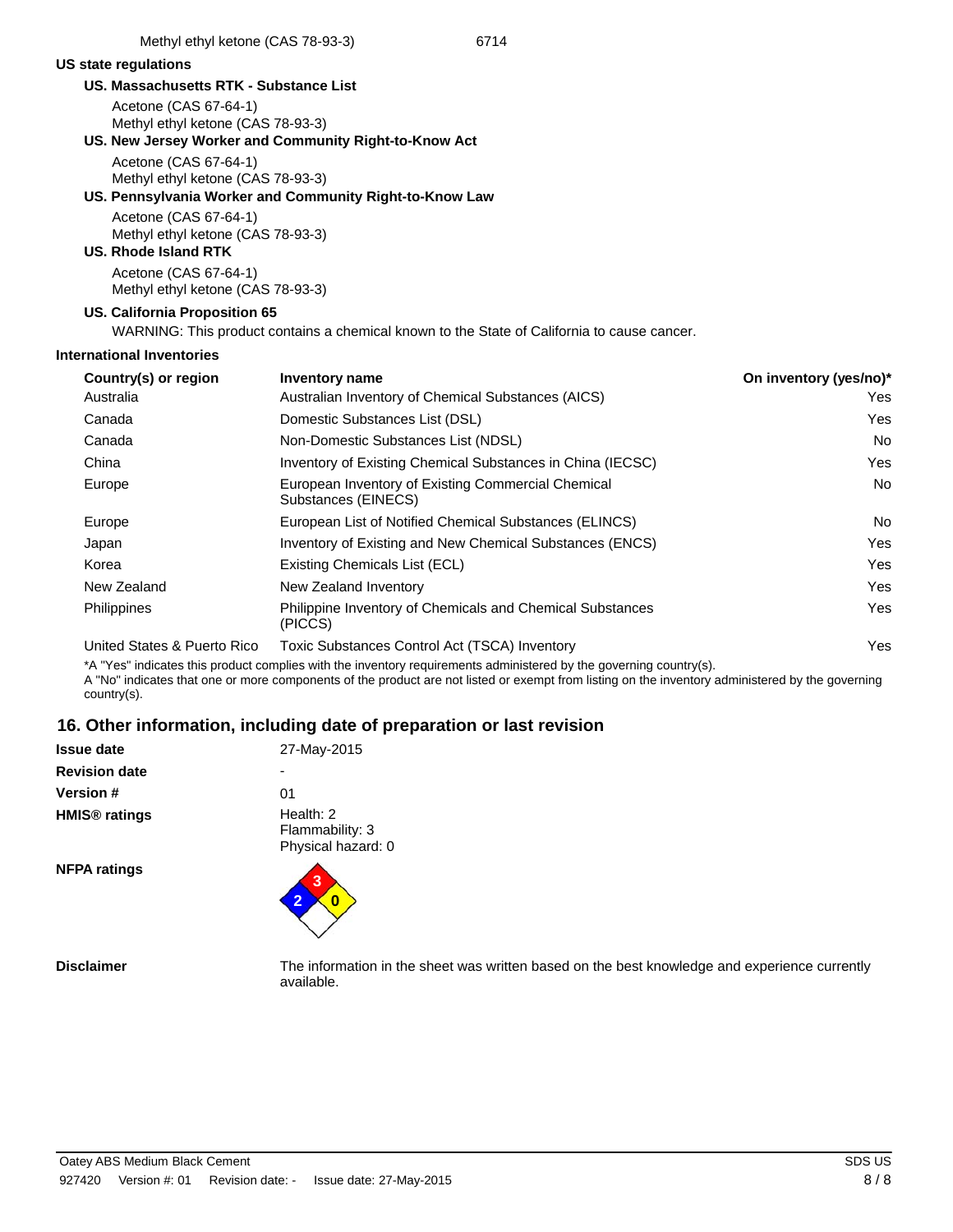Methyl ethyl ketone (CAS 78-93-3) 6714

**US state regulations**

**US. Massachusetts RTK - Substance List**

Acetone (CAS 67-64-1)
Methyl ethyl ketone (CAS 78-93-3)

**US. New Jersey Worker and Community Right-to-Know Act**

Acetone (CAS 67-64-1)
Methyl ethyl ketone (CAS 78-93-3)

**US. Pennsylvania Worker and Community Right-to-Know Law**

Acetone (CAS 67-64-1)
Methyl ethyl ketone (CAS 78-93-3)

**US. Rhode Island RTK**

Acetone (CAS 67-64-1)
Methyl ethyl ketone (CAS 78-93-3)

**US. California Proposition 65**

WARNING: This product contains a chemical known to the State of California to cause cancer.

**International Inventories**

| Country(s) or region | Inventory name | On inventory (yes/no)* |
|---|---|---|
| Australia | Australian Inventory of Chemical Substances (AICS) | Yes |
| Canada | Domestic Substances List (DSL) | Yes |
| Canada | Non-Domestic Substances List (NDSL) | No |
| China | Inventory of Existing Chemical Substances in China (IECSC) | Yes |
| Europe | European Inventory of Existing Commercial Chemical Substances (EINECS) | No |
| Europe | European List of Notified Chemical Substances (ELINCS) | No |
| Japan | Inventory of Existing and New Chemical Substances (ENCS) | Yes |
| Korea | Existing Chemicals List (ECL) | Yes |
| New Zealand | New Zealand Inventory | Yes |
| Philippines | Philippine Inventory of Chemicals and Chemical Substances (PICCS) | Yes |
| United States & Puerto Rico | Toxic Substances Control Act (TSCA) Inventory | Yes |

*A "Yes" indicates this product complies with the inventory requirements administered by the governing country(s).
A "No" indicates that one or more components of the product are not listed or exempt from listing on the inventory administered by the governing country(s).

## 16. Other information, including date of preparation or last revision

| | |
|---|---|
| **Issue date** | 27-May-2015 |
| **Revision date** | - |
| **Version #** | 01 |
| **HMIS® ratings** | Health: 2<br>Flammability: 3<br>Physical hazard: 0 |
| **NFPA ratings** | 3 (flammability), 2 (health), 0 (instability) |

**Disclaimer** The information in the sheet was written based on the best knowledge and experience currently available.